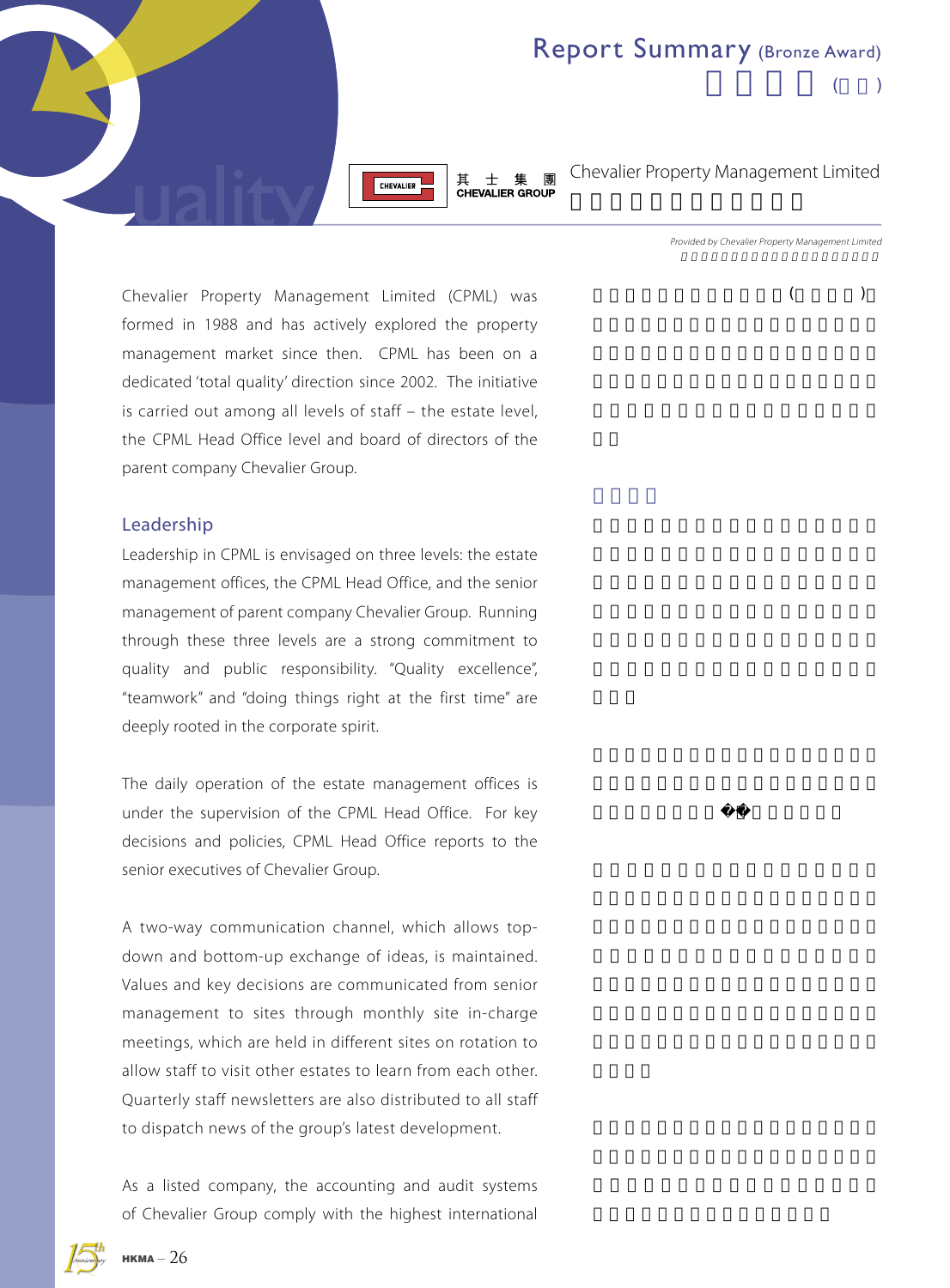# Report Summary (Bronze Award)

## Chevalier Property Management Limited

*Provided by Chevalier Property Management Limited*

Chevalier Property Management Limited (CPML) was formed in 1988 and has actively explored the property management market since then. CPML has been on a dedicated 'total quality' direction since 2002. The initiative is carried out among all levels of staff – the estate level, the CPML Head Office level and board of directors of the parent company Chevalier Group.

### Leadership

Leadership in CPML is envisaged on three levels: the estate management offices, the CPML Head Office, and the senior management of parent company Chevalier Group. Running through these three levels are a strong commitment to quality and public responsibility. "Quality excellence", "teamwork" and "doing things right at the first time" are deeply rooted in the corporate spirit.

The daily operation of the estate management offices is under the supervision of the CPML Head Office. For key decisions and policies, CPML Head Office reports to the senior executives of Chevalier Group.

A two-way communication channel, which allows top-down and bottom-up exchange of ideas, is maintained. Values and key decisions are communicated from senior management to sites through monthly site in-charge meetings, which are held in different sites on rotation to allow staff to visit other estates to learn from each other. Quarterly staff newsletters are also distributed to all staff to dispatch news of the group's latest development.

As a listed company, the accounting and audit systems of Chevalier Group comply with the highest international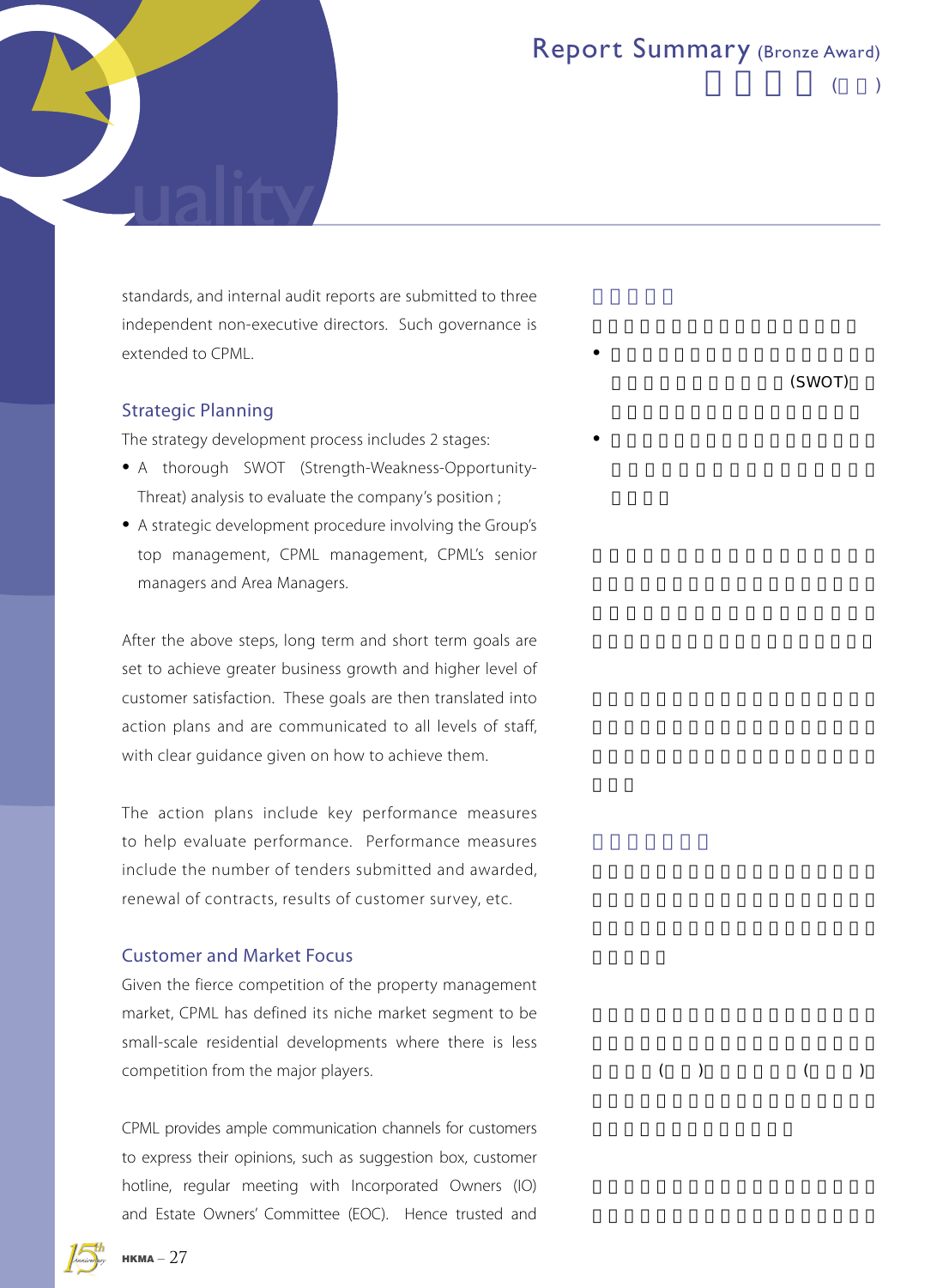standards, and internal audit reports are submitted to three independent non-executive directors. Such governance is extended to CPML.

### Strategic Planning

The strategy development process includes 2 stages:

- A thorough SWOT (Strength-Weakness-Opportunity-Threat) analysis to evaluate the company's position ;
- A strategic development procedure involving the Group's top management, CPML management, CPML's senior managers and Area Managers.

After the above steps, long term and short term goals are set to achieve greater business growth and higher level of customer satisfaction. These goals are then translated into action plans and are communicated to all levels of staff, with clear guidance given on how to achieve them.

The action plans include key performance measures to help evaluate performance. Performance measures include the number of tenders submitted and awarded, renewal of contracts, results of customer survey, etc.

### Customer and Market Focus

Given the fierce competition of the property management market, CPML has defined its niche market segment to be small-scale residential developments where there is less competition from the major players.

CPML provides ample communication channels for customers to express their opinions, such as suggestion box, customer hotline, regular meeting with Incorporated Owners (IO) and Estate Owners' Committee (EOC). Hence trusted and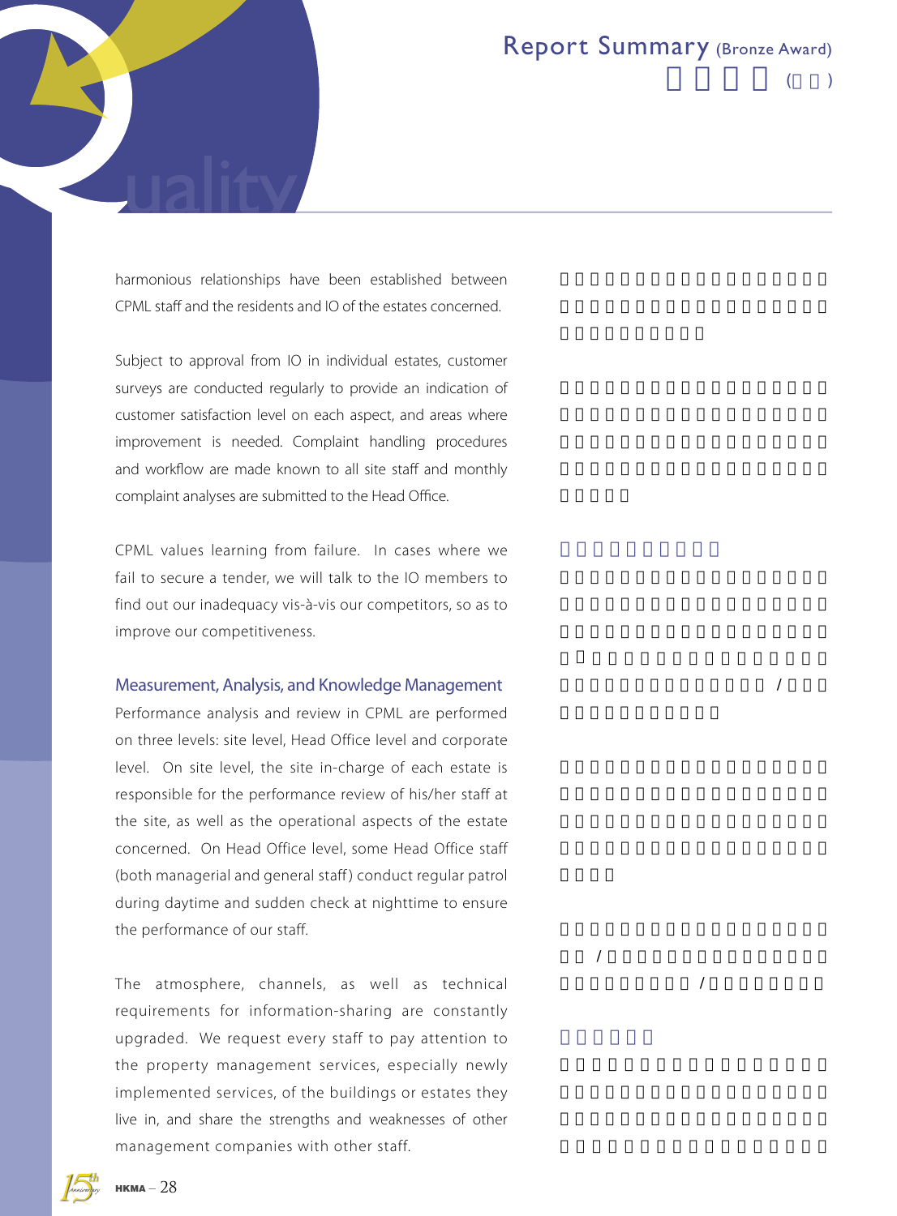harmonious relationships have been established between CPML staff and the residents and IO of the estates concerned.

Subject to approval from IO in individual estates, customer surveys are conducted regularly to provide an indication of customer satisfaction level on each aspect, and areas where improvement is needed. Complaint handling procedures and workflow are made known to all site staff and monthly complaint analyses are submitted to the Head Office.

CPML values learning from failure. In cases where we fail to secure a tender, we will talk to the IO members to find out our inadequacy vis-à-vis our competitors, so as to improve our competitiveness.

## Measurement, Analysis, and Knowledge Management

Performance analysis and review in CPML are performed on three levels: site level, Head Office level and corporate level. On site level, the site in-charge of each estate is responsible for the performance review of his/her staff at the site, as well as the operational aspects of the estate concerned. On Head Office level, some Head Office staff (both managerial and general staff) conduct regular patrol during daytime and sudden check at nighttime to ensure the performance of our staff.

The atmosphere, channels, as well as technical requirements for information-sharing are constantly upgraded. We request every staff to pay attention to the property management services, especially newly implemented services, of the buildings or estates they live in, and share the strengths and weaknesses of other management companies with other staff.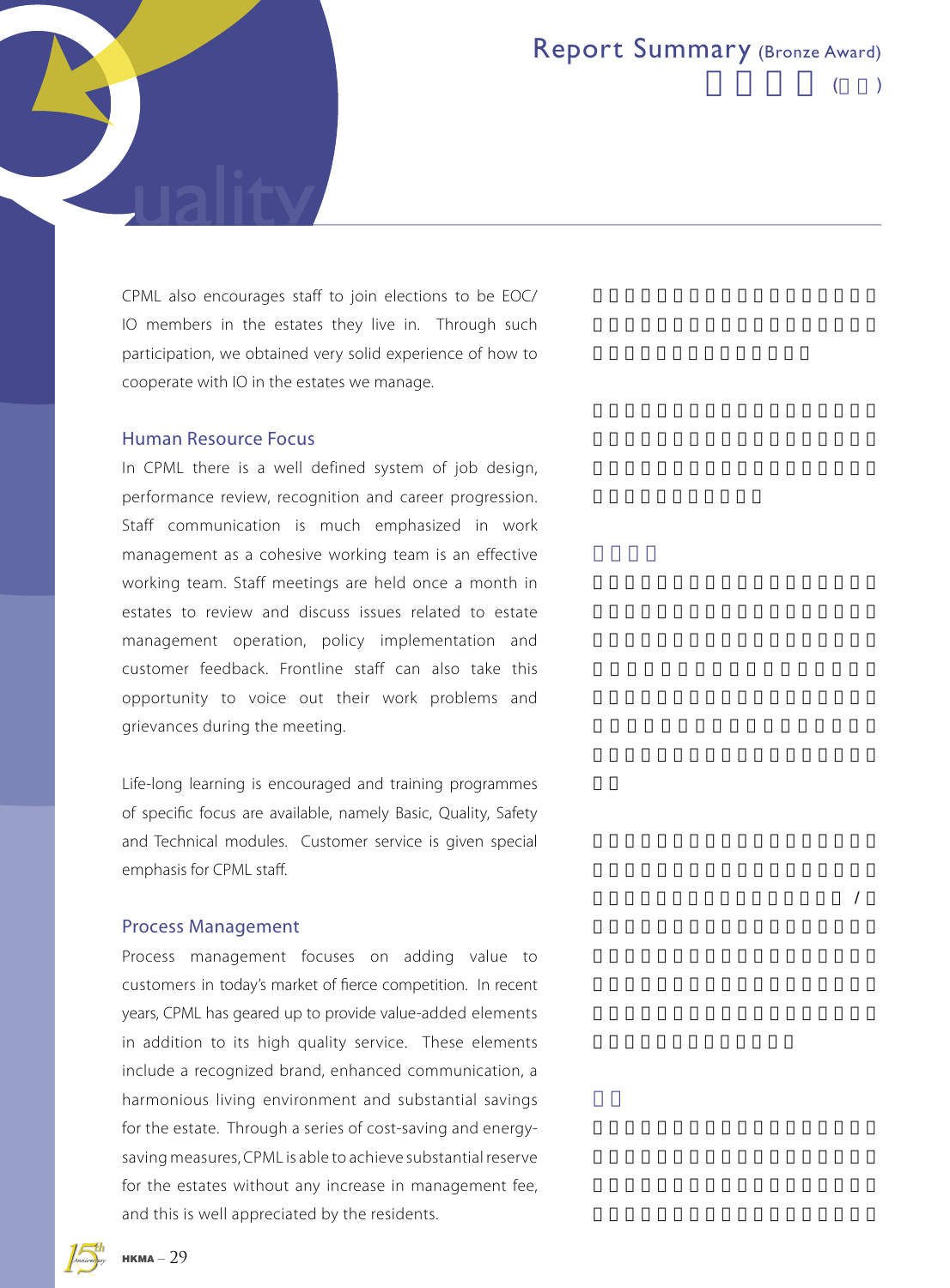CPML also encourages staff to join elections to be EOC/IO members in the estates they live in. Through such participation, we obtained very solid experience of how to cooperate with IO in the estates we manage.

## Human Resource Focus

In CPML there is a well defined system of job design, performance review, recognition and career progression. Staff communication is much emphasized in work management as a cohesive working team is an effective working team. Staff meetings are held once a month in estates to review and discuss issues related to estate management operation, policy implementation and customer feedback. Frontline staff can also take this opportunity to voice out their work problems and grievances during the meeting.

Life-long learning is encouraged and training programmes of specific focus are available, namely Basic, Quality, Safety and Technical modules. Customer service is given special emphasis for CPML staff.

## Process Management

Process management focuses on adding value to customers in today's market of fierce competition. In recent years, CPML has geared up to provide value-added elements in addition to its high quality service. These elements include a recognized brand, enhanced communication, a harmonious living environment and substantial savings for the estate. Through a series of cost-saving and energy-saving measures, CPML is able to achieve substantial reserve for the estates without any increase in management fee, and this is well appreciated by the residents.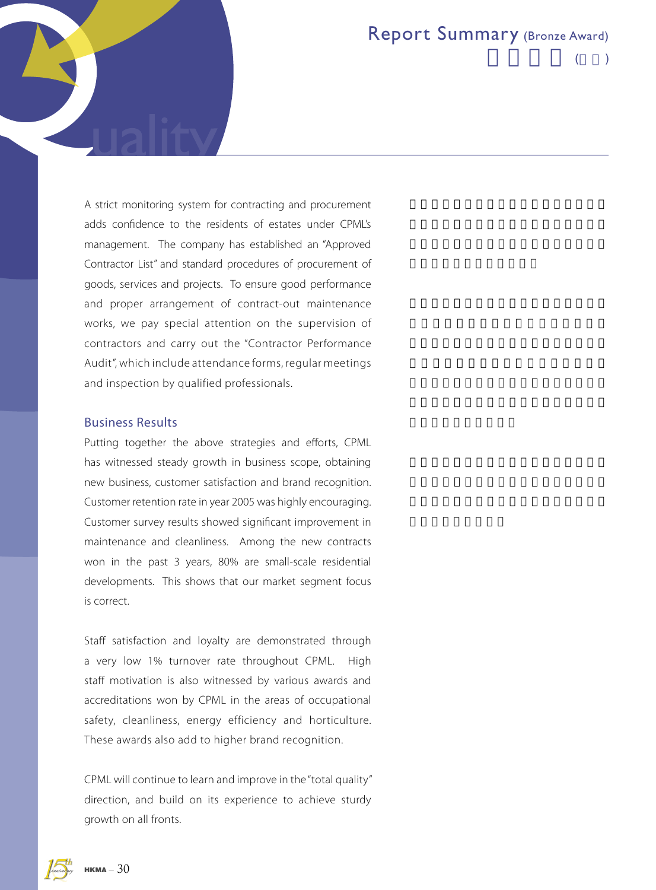## Report Summary (Bronze Award)

A strict monitoring system for contracting and procurement adds confidence to the residents of estates under CPML's management. The company has established an "Approved Contractor List" and standard procedures of procurement of goods, services and projects. To ensure good performance and proper arrangement of contract-out maintenance works, we pay special attention on the supervision of contractors and carry out the "Contractor Performance Audit", which include attendance forms, regular meetings and inspection by qualified professionals.

### Business Results

Putting together the above strategies and efforts, CPML has witnessed steady growth in business scope, obtaining new business, customer satisfaction and brand recognition. Customer retention rate in year 2005 was highly encouraging. Customer survey results showed significant improvement in maintenance and cleanliness. Among the new contracts won in the past 3 years, 80% are small-scale residential developments. This shows that our market segment focus is correct.

Staff satisfaction and loyalty are demonstrated through a very low 1% turnover rate throughout CPML. High staff motivation is also witnessed by various awards and accreditations won by CPML in the areas of occupational safety, cleanliness, energy efficiency and horticulture. These awards also add to higher brand recognition.

CPML will continue to learn and improve in the "total quality" direction, and build on its experience to achieve sturdy growth on all fronts.